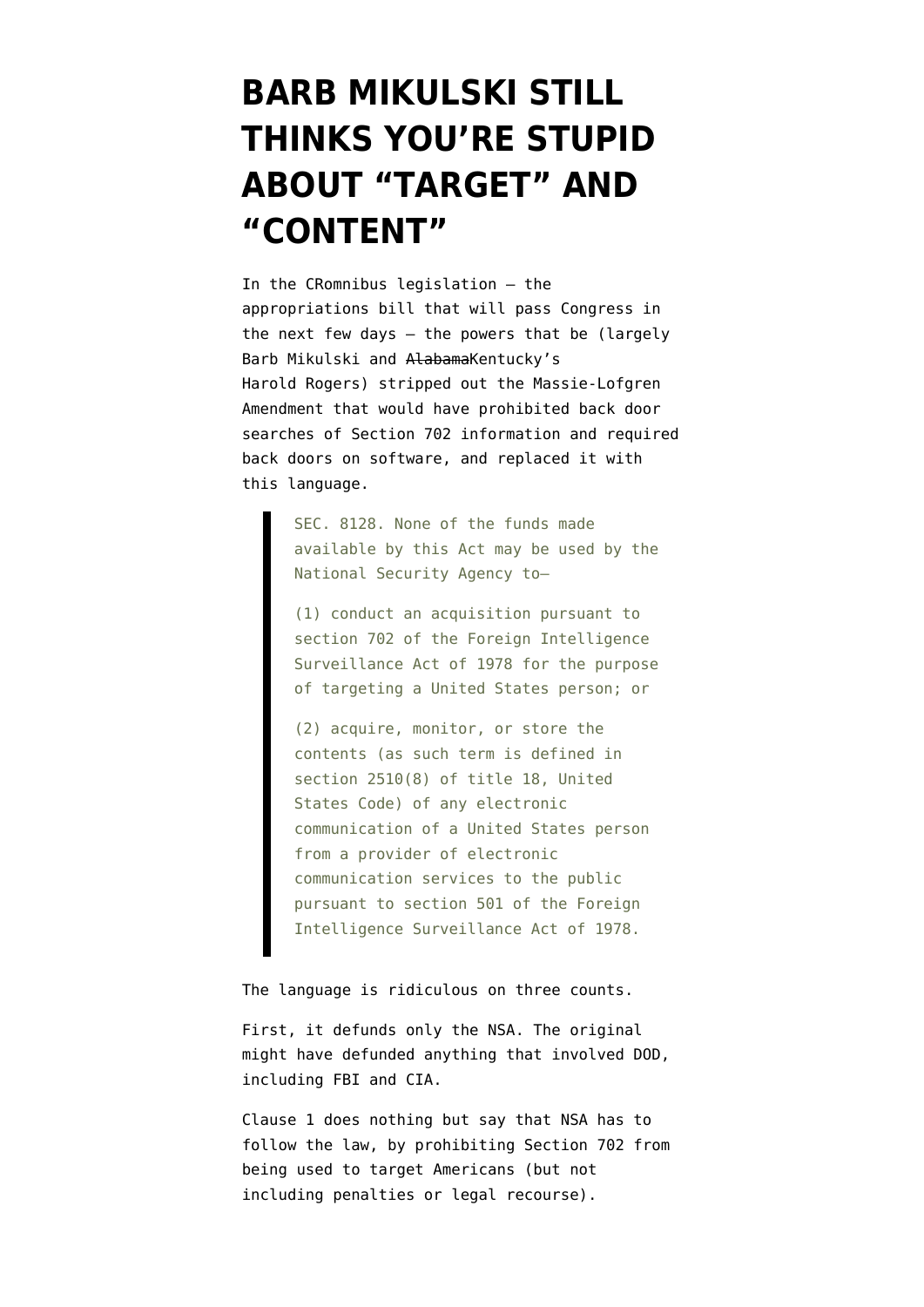# BARB MIKULSKI STILL THINKS YOU'RE STUPID ABOUT "TARGET" AND "CONTENT"

In the CRomnibus legislation — the appropriations bill that will pass Congress in the next few days — the powers that be (largely Barb Mikulski and ~~Alabama~~Kentucky's Harold Rogers) stripped out the Massie-Lofgren Amendment that would have prohibited back door searches of Section 702 information and required back doors on software, and replaced it with this language.

> SEC. 8128. None of the funds made available by this Act may be used by the National Security Agency to—
>
> (1) conduct an acquisition pursuant to section 702 of the Foreign Intelligence Surveillance Act of 1978 for the purpose of targeting a United States person; or
>
> (2) acquire, monitor, or store the contents (as such term is defined in section 2510(8) of title 18, United States Code) of any electronic communication of a United States person from a provider of electronic communication services to the public pursuant to section 501 of the Foreign Intelligence Surveillance Act of 1978.

The language is ridiculous on three counts.

First, it defunds only the NSA. The original might have defunded anything that involved DOD, including FBI and CIA.

Clause 1 does nothing but say that NSA has to follow the law, by prohibiting Section 702 from being used to target Americans (but not including penalties or legal recourse).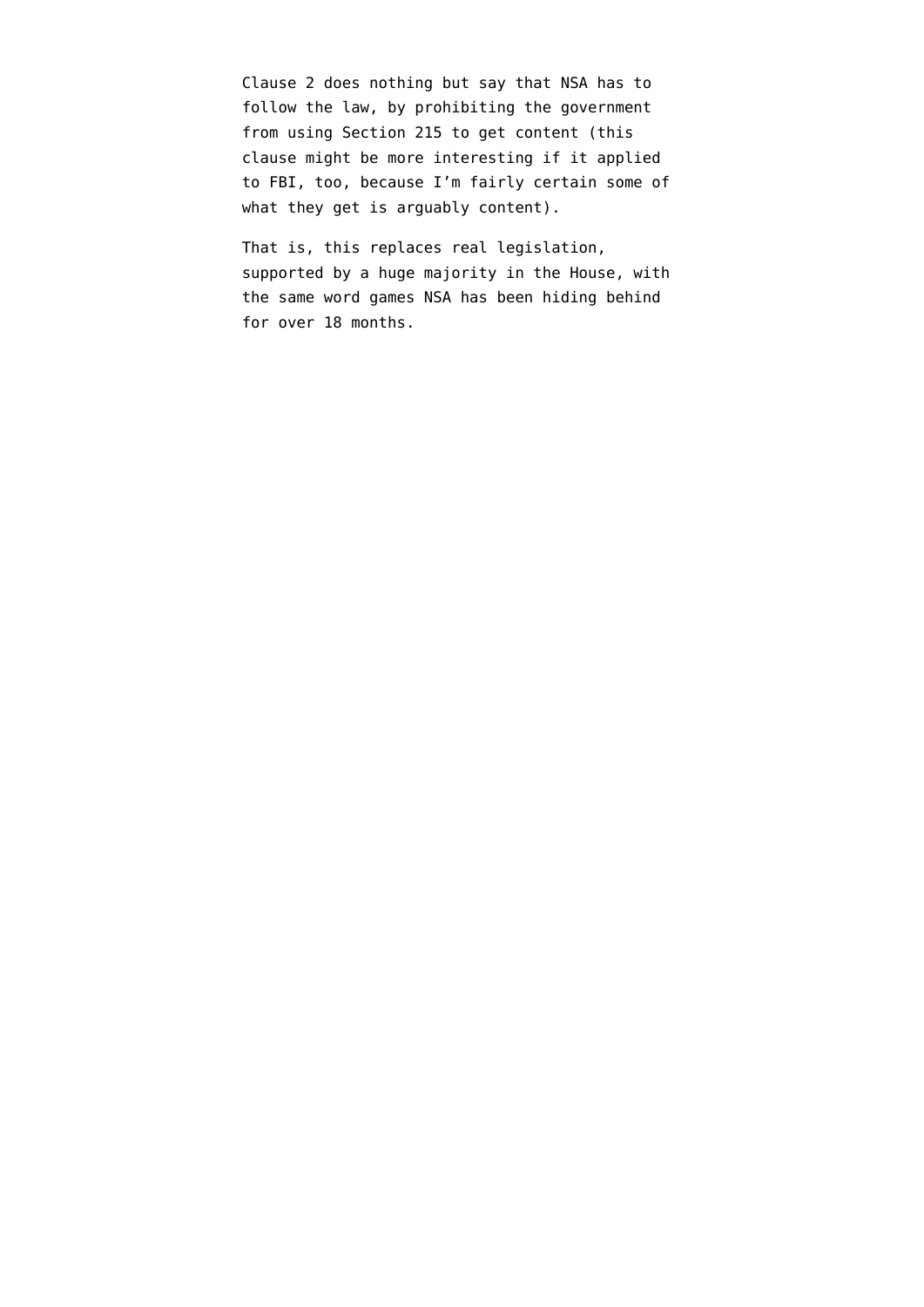Clause 2 does nothing but say that NSA has to follow the law, by prohibiting the government from using Section 215 to get content (this clause might be more interesting if it applied to FBI, too, because I'm fairly certain some of what they get is arguably content).

That is, this replaces real legislation, supported by a huge majority in the House, with the same word games NSA has been hiding behind for over 18 months.